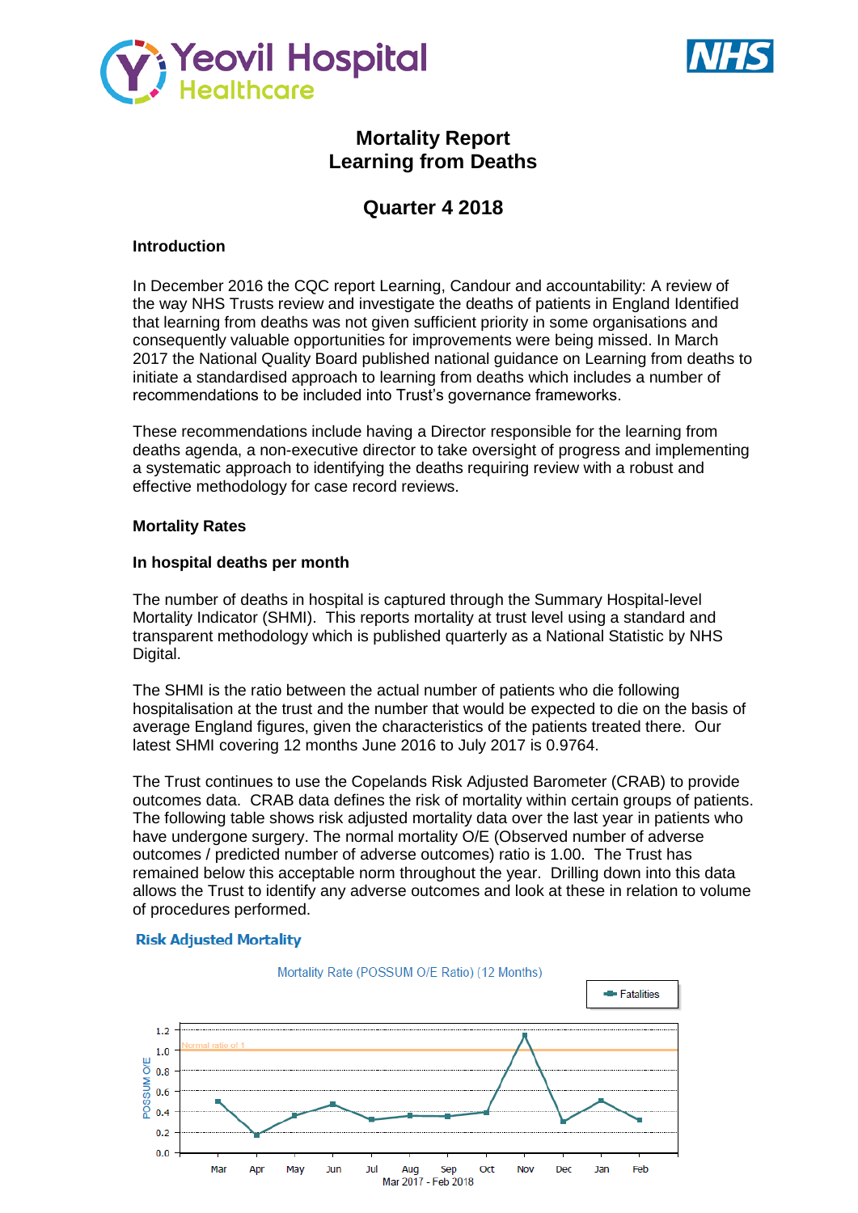# Mortality Report
# Learning from Deaths

## Quarter 4 2018

### Introduction

In December 2016 the CQC report Learning, Candour and accountability: A review of the way NHS Trusts review and investigate the deaths of patients in England Identified that learning from deaths was not given sufficient priority in some organisations and consequently valuable opportunities for improvements were being missed. In March 2017 the National Quality Board published national guidance on Learning from deaths to initiate a standardised approach to learning from deaths which includes a number of recommendations to be included into Trust's governance frameworks.

These recommendations include having a Director responsible for the learning from deaths agenda, a non-executive director to take oversight of progress and implementing a systematic approach to identifying the deaths requiring review with a robust and effective methodology for case record reviews.

### Mortality Rates

### In hospital deaths per month

The number of deaths in hospital is captured through the Summary Hospital-level Mortality Indicator (SHMI). This reports mortality at trust level using a standard and transparent methodology which is published quarterly as a National Statistic by NHS Digital.

The SHMI is the ratio between the actual number of patients who die following hospitalisation at the trust and the number that would be expected to die on the basis of average England figures, given the characteristics of the patients treated there. Our latest SHMI covering 12 months June 2016 to July 2017 is 0.9764.

The Trust continues to use the Copelands Risk Adjusted Barometer (CRAB) to provide outcomes data. CRAB data defines the risk of mortality within certain groups of patients. The following table shows risk adjusted mortality data over the last year in patients who have undergone surgery. The normal mortality O/E (Observed number of adverse outcomes / predicted number of adverse outcomes) ratio is 1.00. The Trust has remained below this acceptable norm throughout the year. Drilling down into this data allows the Trust to identify any adverse outcomes and look at these in relation to volume of procedures performed.

**Risk Adjusted Mortality**

Mortality Rate (POSSUM O/E Ratio) (12 Months)

Fatalities

Normal ratio of 1

POSSUM O/E

Mar Apr May Jun Jul Aug Sep Oct Nov Dec Jan Feb

Mar 2017 - Feb 2018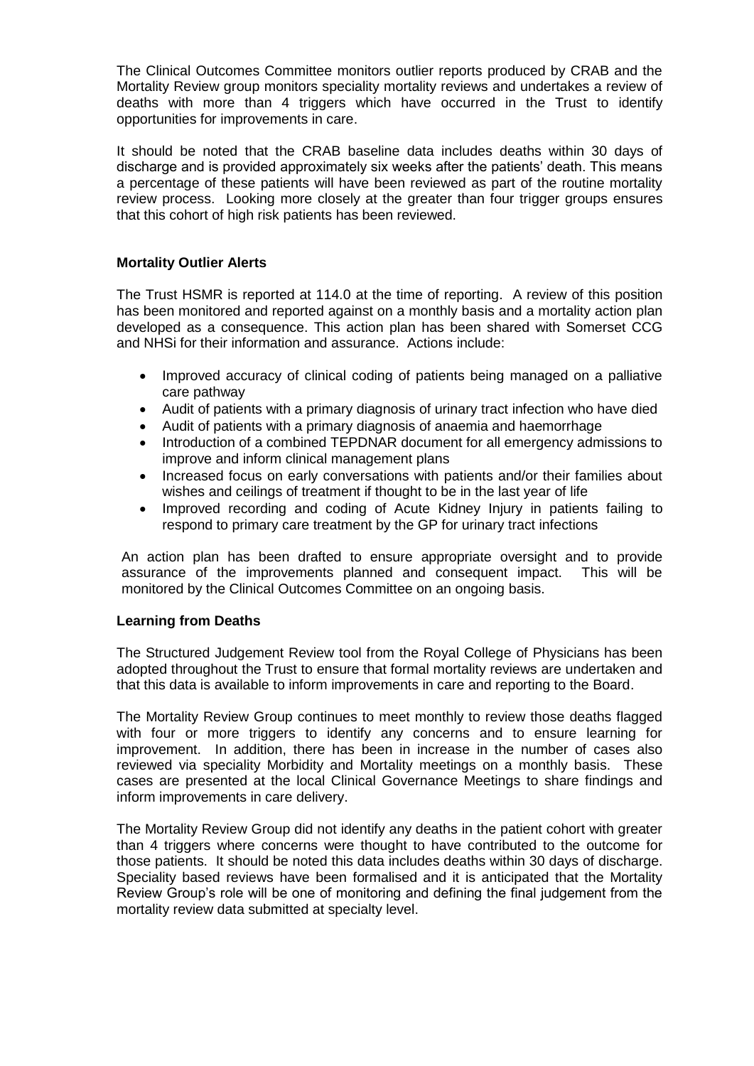The Clinical Outcomes Committee monitors outlier reports produced by CRAB and the Mortality Review group monitors speciality mortality reviews and undertakes a review of deaths with more than 4 triggers which have occurred in the Trust to identify opportunities for improvements in care.

It should be noted that the CRAB baseline data includes deaths within 30 days of discharge and is provided approximately six weeks after the patients' death. This means a percentage of these patients will have been reviewed as part of the routine mortality review process. Looking more closely at the greater than four trigger groups ensures that this cohort of high risk patients has been reviewed.

**Mortality Outlier Alerts**

The Trust HSMR is reported at 114.0 at the time of reporting. A review of this position has been monitored and reported against on a monthly basis and a mortality action plan developed as a consequence. This action plan has been shared with Somerset CCG and NHSi for their information and assurance. Actions include:

- Improved accuracy of clinical coding of patients being managed on a palliative care pathway
- Audit of patients with a primary diagnosis of urinary tract infection who have died
- Audit of patients with a primary diagnosis of anaemia and haemorrhage
- Introduction of a combined TEPDNAR document for all emergency admissions to improve and inform clinical management plans
- Increased focus on early conversations with patients and/or their families about wishes and ceilings of treatment if thought to be in the last year of life
- Improved recording and coding of Acute Kidney Injury in patients failing to respond to primary care treatment by the GP for urinary tract infections

An action plan has been drafted to ensure appropriate oversight and to provide assurance of the improvements planned and consequent impact. This will be monitored by the Clinical Outcomes Committee on an ongoing basis.

**Learning from Deaths**

The Structured Judgement Review tool from the Royal College of Physicians has been adopted throughout the Trust to ensure that formal mortality reviews are undertaken and that this data is available to inform improvements in care and reporting to the Board.

The Mortality Review Group continues to meet monthly to review those deaths flagged with four or more triggers to identify any concerns and to ensure learning for improvement. In addition, there has been in increase in the number of cases also reviewed via speciality Morbidity and Mortality meetings on a monthly basis. These cases are presented at the local Clinical Governance Meetings to share findings and inform improvements in care delivery.

The Mortality Review Group did not identify any deaths in the patient cohort with greater than 4 triggers where concerns were thought to have contributed to the outcome for those patients. It should be noted this data includes deaths within 30 days of discharge. Speciality based reviews have been formalised and it is anticipated that the Mortality Review Group's role will be one of monitoring and defining the final judgement from the mortality review data submitted at specialty level.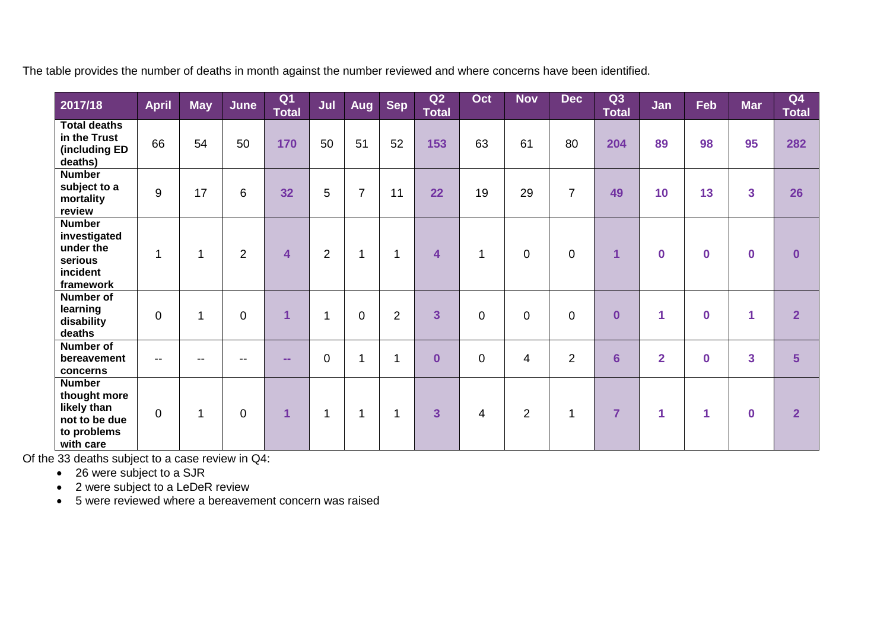The table provides the number of deaths in month against the number reviewed and where concerns have been identified.

| 2017/18 | April | May | June | Q1 Total | Jul | Aug | Sep | Q2 Total | Oct | Nov | Dec | Q3 Total | Jan | Feb | Mar | Q4 Total |
|---|---|---|---|---|---|---|---|---|---|---|---|---|---|---|---|---|
| **Total deaths in the Trust (including ED deaths)** | 66 | 54 | 50 | **170** | 50 | 51 | 52 | **153** | 63 | 61 | 80 | **204** | **89** | **98** | **95** | **282** |
| **Number subject to a mortality review** | 9 | 17 | 6 | **32** | 5 | 7 | 11 | **22** | 19 | 29 | 7 | **49** | **10** | **13** | **3** | **26** |
| **Number investigated under the serious incident framework** | 1 | 1 | 2 | **4** | 2 | 1 | 1 | **4** | 1 | 0 | 0 | **1** | **0** | **0** | **0** | **0** |
| **Number of learning disability deaths** | 0 | 1 | 0 | **1** | 1 | 0 | 2 | **3** | 0 | 0 | 0 | **0** | **1** | **0** | **1** | **2** |
| **Number of bereavement concerns** | -- | -- | -- | **--** | 0 | 1 | 1 | **0** | 0 | 4 | 2 | **6** | **2** | **0** | **3** | **5** |
| **Number thought more likely than not to be due to problems with care** | 0 | 1 | 0 | **1** | 1 | 1 | 1 | **3** | 4 | 2 | 1 | **7** | **1** | **1** | **0** | **2** |

Of the 33 deaths subject to a case review in Q4:

- 26 were subject to a SJR
- 2 were subject to a LeDeR review
- 5 were reviewed where a bereavement concern was raised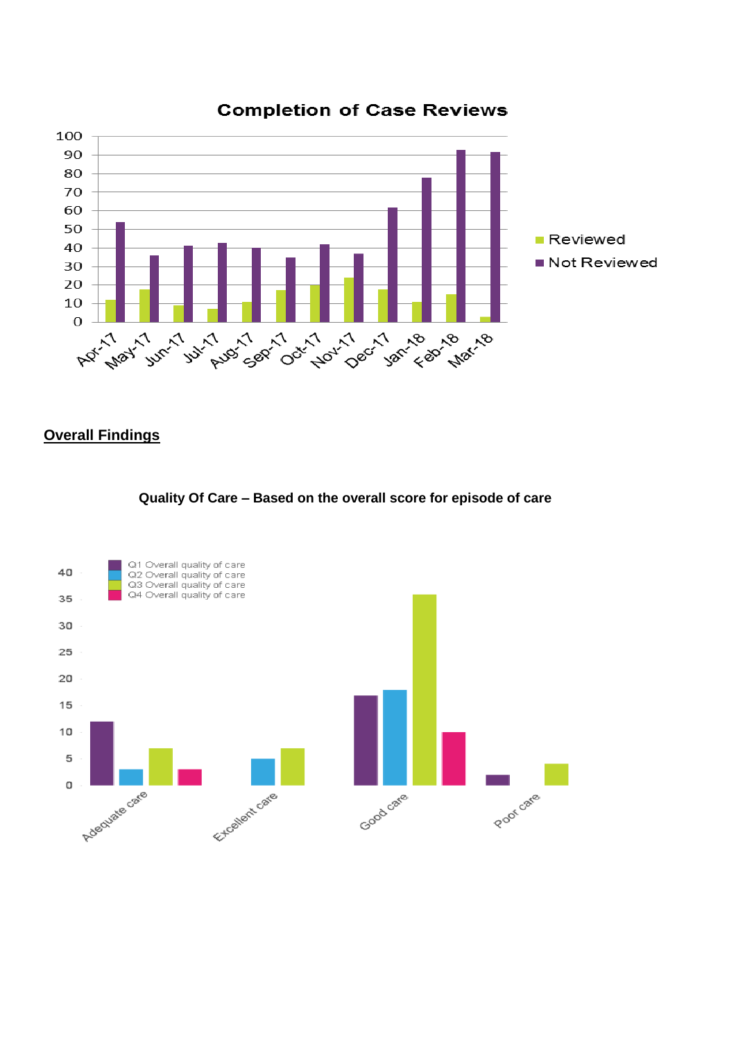**Completion of Case Reviews**

| Month | Reviewed | Not Reviewed |
|---|---|---|
| Apr-17 | 12 | 54 |
| May-17 | 18 | 36 |
| Jun-17 | 9 | 41 |
| Jul-17 | 7 | 43 |
| Aug-17 | 11 | 40 |
| Sep-17 | 17 | 35 |
| Oct-17 | 20 | 42 |
| Nov-17 | 24 | 37 |
| Dec-17 | 18 | 62 |
| Jan-18 | 11 | 78 |
| Feb-18 | 15 | 93 |
| Mar-18 | 3 | 92 |

## Overall Findings

**Quality Of Care – Based on the overall score for episode of care**

| | Q1 Overall quality of care | Q2 Overall quality of care | Q3 Overall quality of care | Q4 Overall quality of care |
|---|---|---|---|---|
| Adequate care | 12 | 3 | 7 | 3 |
| Excellent care | | 5 | 7 | |
| Good care | 17 | 18 | 36 | 10 |
| Poor care | 2 | | 4 | |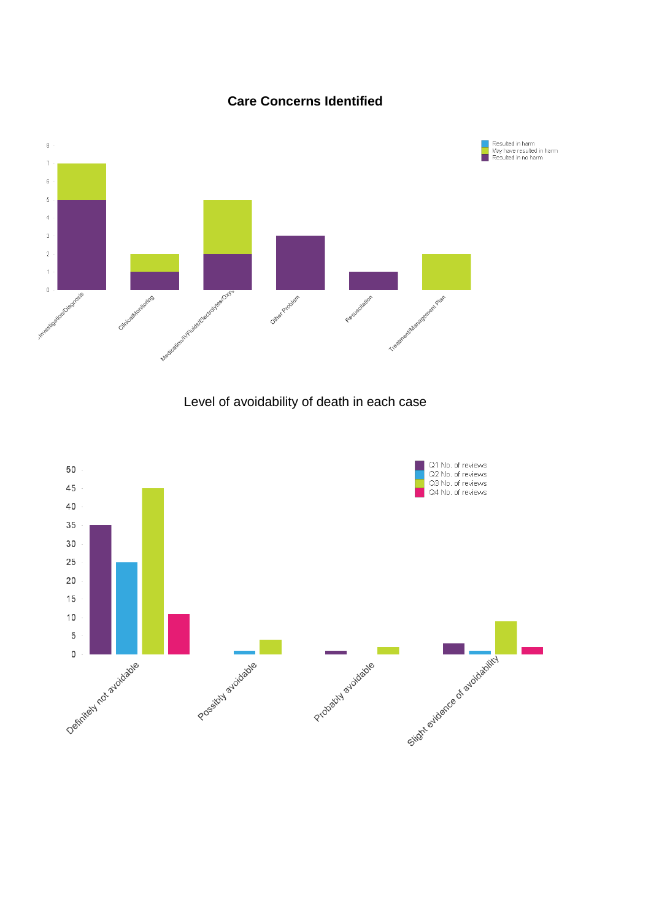## Care Concerns Identified

| Care concern | Resulted in harm | May have resulted in harm | Resulted in no harm |
|---|---|---|---|
| Investigation/Diagnosis | 0 | 2 | 5 |
| Clinical/Monitoring | 0 | 1 | 1 |
| Medication/IV/Fluids/Electrolytes/Oxy | 0 | 3 | 2 |
| Other Problem | 0 | 0 | 3 |
| Resuscitation | 0 | 0 | 1 |
| Treatment/Management Plan | 0 | 2 | 0 |

## Level of avoidability of death in each case

| Level of avoidability | Q1 No. of reviews | Q2 No. of reviews | Q3 No. of reviews | Q4 No. of reviews |
|---|---|---|---|---|
| Definitely not avoidable | 35 | 25 | 45 | 11 |
| Possibly avoidable | 0 | 1 | 4 | 0 |
| Probably avoidable | 1 | 0 | 2 | 0 |
| Slight evidence of avoidability | 3 | 1 | 9 | 2 |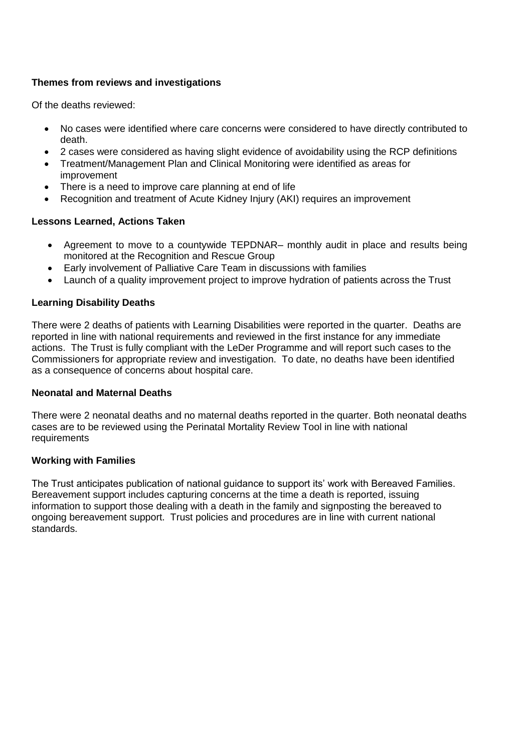**Themes from reviews and investigations**

Of the deaths reviewed:

- No cases were identified where care concerns were considered to have directly contributed to death.
- 2 cases were considered as having slight evidence of avoidability using the RCP definitions
- Treatment/Management Plan and Clinical Monitoring were identified as areas for improvement
- There is a need to improve care planning at end of life
- Recognition and treatment of Acute Kidney Injury (AKI) requires an improvement

**Lessons Learned, Actions Taken**

- Agreement to move to a countywide TEPDNAR– monthly audit in place and results being monitored at the Recognition and Rescue Group
- Early involvement of Palliative Care Team in discussions with families
- Launch of a quality improvement project to improve hydration of patients across the Trust

**Learning Disability Deaths**

There were 2 deaths of patients with Learning Disabilities were reported in the quarter. Deaths are reported in line with national requirements and reviewed in the first instance for any immediate actions. The Trust is fully compliant with the LeDer Programme and will report such cases to the Commissioners for appropriate review and investigation. To date, no deaths have been identified as a consequence of concerns about hospital care.

**Neonatal and Maternal Deaths**

There were 2 neonatal deaths and no maternal deaths reported in the quarter. Both neonatal deaths cases are to be reviewed using the Perinatal Mortality Review Tool in line with national requirements

**Working with Families**

The Trust anticipates publication of national guidance to support its' work with Bereaved Families. Bereavement support includes capturing concerns at the time a death is reported, issuing information to support those dealing with a death in the family and signposting the bereaved to ongoing bereavement support. Trust policies and procedures are in line with current national standards.